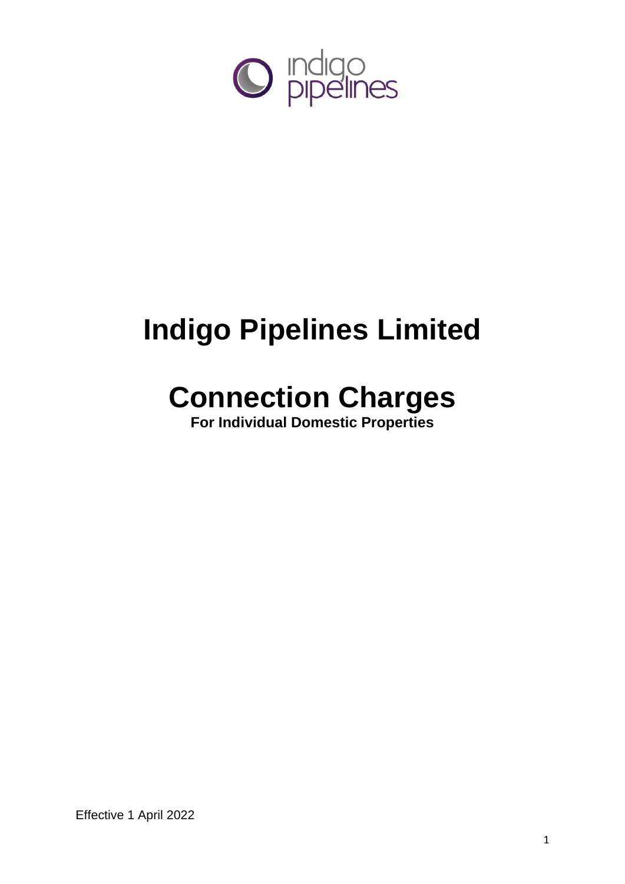# Indigo Pipelines Limited

# Connection Charges

**For Individual Domestic Properties**

Effective 1 April 2022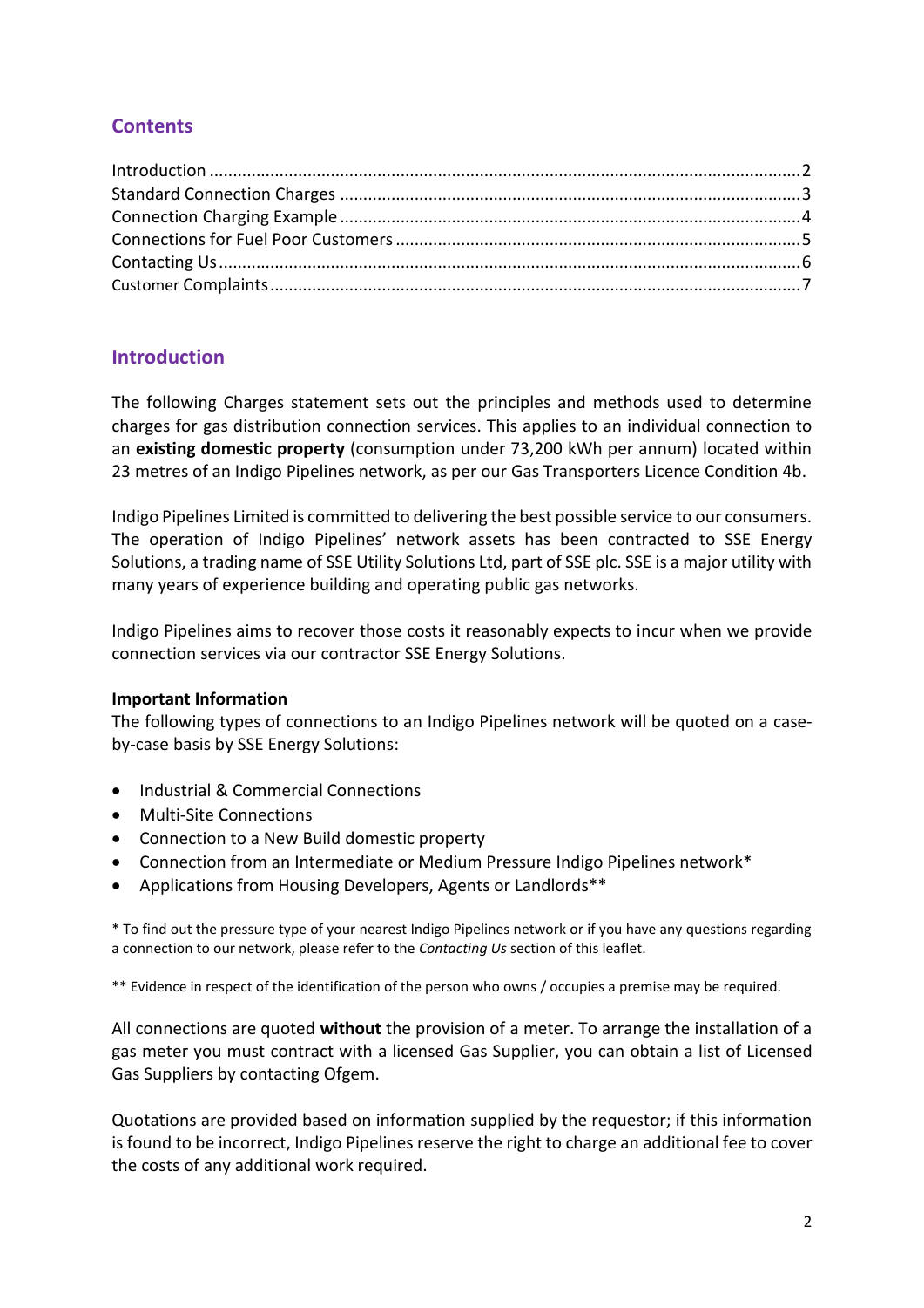## Contents

Introduction .......... 2
Standard Connection Charges .......... 3
Connection Charging Example .......... 4
Connections for Fuel Poor Customers .......... 5
Contacting Us .......... 6
Customer Complaints .......... 7

## Introduction

The following Charges statement sets out the principles and methods used to determine charges for gas distribution connection services. This applies to an individual connection to an **existing domestic property** (consumption under 73,200 kWh per annum) located within 23 metres of an Indigo Pipelines network, as per our Gas Transporters Licence Condition 4b.

Indigo Pipelines Limited is committed to delivering the best possible service to our consumers. The operation of Indigo Pipelines' network assets has been contracted to SSE Energy Solutions, a trading name of SSE Utility Solutions Ltd, part of SSE plc. SSE is a major utility with many years of experience building and operating public gas networks.

Indigo Pipelines aims to recover those costs it reasonably expects to incur when we provide connection services via our contractor SSE Energy Solutions.

**Important Information**
The following types of connections to an Indigo Pipelines network will be quoted on a case-by-case basis by SSE Energy Solutions:

- Industrial & Commercial Connections
- Multi-Site Connections
- Connection to a New Build domestic property
- Connection from an Intermediate or Medium Pressure Indigo Pipelines network*
- Applications from Housing Developers, Agents or Landlords**

* To find out the pressure type of your nearest Indigo Pipelines network or if you have any questions regarding a connection to our network, please refer to the *Contacting Us* section of this leaflet.

** Evidence in respect of the identification of the person who owns / occupies a premise may be required.

All connections are quoted **without** the provision of a meter. To arrange the installation of a gas meter you must contract with a licensed Gas Supplier, you can obtain a list of Licensed Gas Suppliers by contacting Ofgem.

Quotations are provided based on information supplied by the requestor; if this information is found to be incorrect, Indigo Pipelines reserve the right to charge an additional fee to cover the costs of any additional work required.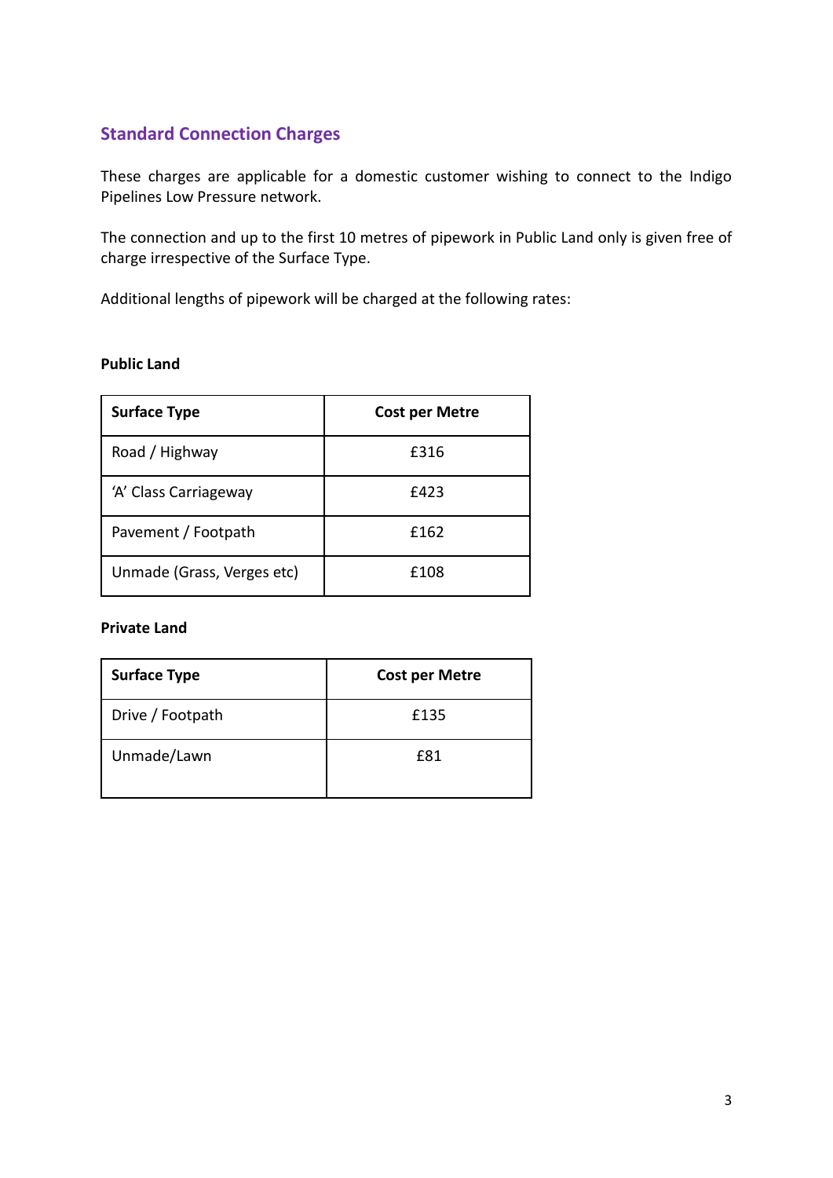## Standard Connection Charges

These charges are applicable for a domestic customer wishing to connect to the Indigo Pipelines Low Pressure network.

The connection and up to the first 10 metres of pipework in Public Land only is given free of charge irrespective of the Surface Type.

Additional lengths of pipework will be charged at the following rates:

**Public Land**

| Surface Type | Cost per Metre |
|---|---|
| Road / Highway | £316 |
| 'A' Class Carriageway | £423 |
| Pavement / Footpath | £162 |
| Unmade (Grass, Verges etc) | £108 |

**Private Land**

| Surface Type | Cost per Metre |
|---|---|
| Drive / Footpath | £135 |
| Unmade/Lawn | £81 |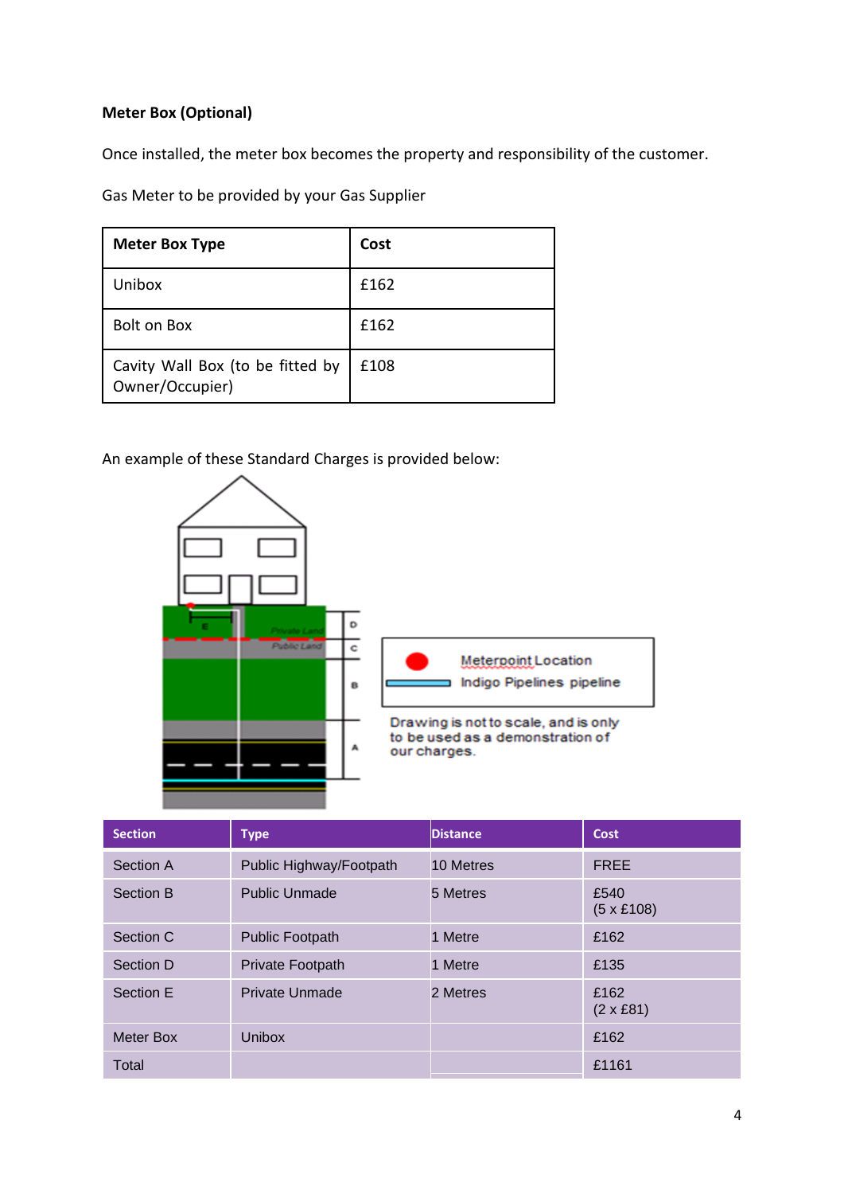**Meter Box (Optional)**

Once installed, the meter box becomes the property and responsibility of the customer.

Gas Meter to be provided by your Gas Supplier

| Meter Box Type | Cost |
|---|---|
| Unibox | £162 |
| Bolt on Box | £162 |
| Cavity Wall Box (to be fitted by Owner/Occupier) | £108 |

An example of these Standard Charges is provided below:

Meterpoint Location

Indigo Pipelines pipeline

Drawing is not to scale, and is only to be used as a demonstration of our charges.

| Section | Type | Distance | Cost |
|---|---|---|---|
| Section A | Public Highway/Footpath | 10 Metres | FREE |
| Section B | Public Unmade | 5 Metres | £540 (5 x £108) |
| Section C | Public Footpath | 1 Metre | £162 |
| Section D | Private Footpath | 1 Metre | £135 |
| Section E | Private Unmade | 2 Metres | £162 (2 x £81) |
| Meter Box | Unibox | | £162 |
| Total | | | £1161 |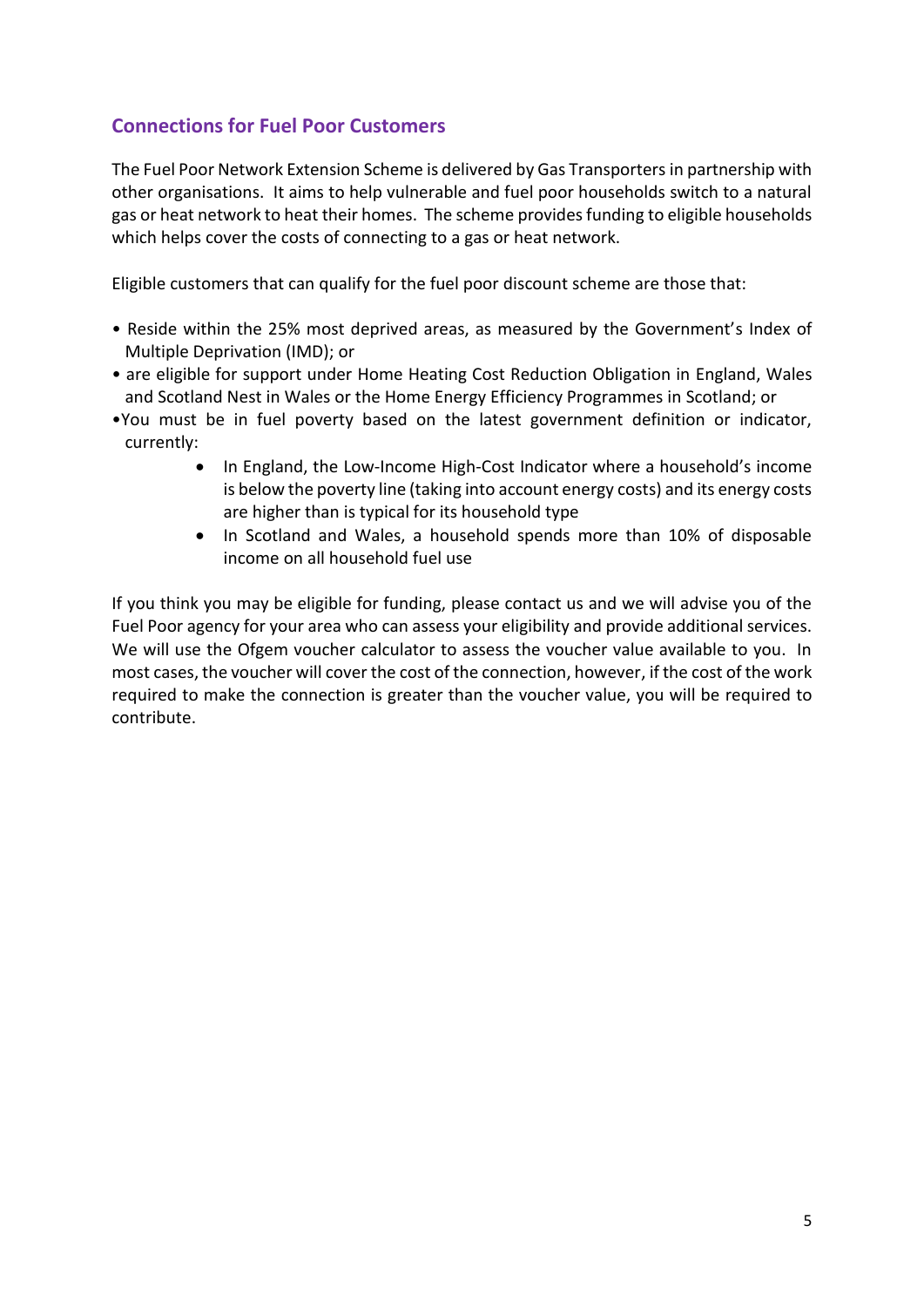## Connections for Fuel Poor Customers

The Fuel Poor Network Extension Scheme is delivered by Gas Transporters in partnership with other organisations. It aims to help vulnerable and fuel poor households switch to a natural gas or heat network to heat their homes. The scheme provides funding to eligible households which helps cover the costs of connecting to a gas or heat network.

Eligible customers that can qualify for the fuel poor discount scheme are those that:

- Reside within the 25% most deprived areas, as measured by the Government's Index of Multiple Deprivation (IMD); or
- are eligible for support under Home Heating Cost Reduction Obligation in England, Wales and Scotland Nest in Wales or the Home Energy Efficiency Programmes in Scotland; or
- You must be in fuel poverty based on the latest government definition or indicator, currently:
    - In England, the Low-Income High-Cost Indicator where a household's income is below the poverty line (taking into account energy costs) and its energy costs are higher than is typical for its household type
    - In Scotland and Wales, a household spends more than 10% of disposable income on all household fuel use

If you think you may be eligible for funding, please contact us and we will advise you of the Fuel Poor agency for your area who can assess your eligibility and provide additional services. We will use the Ofgem voucher calculator to assess the voucher value available to you. In most cases, the voucher will cover the cost of the connection, however, if the cost of the work required to make the connection is greater than the voucher value, you will be required to contribute.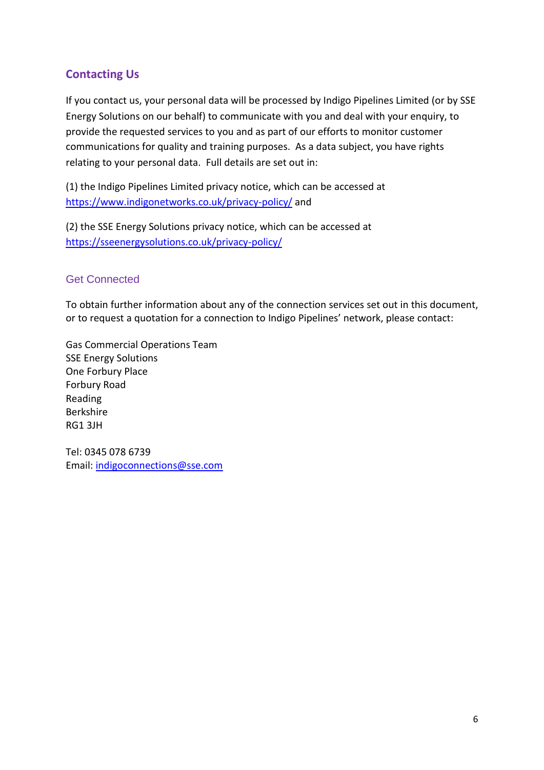## Contacting Us

If you contact us, your personal data will be processed by Indigo Pipelines Limited (or by SSE Energy Solutions on our behalf) to communicate with you and deal with your enquiry, to provide the requested services to you and as part of our efforts to monitor customer communications for quality and training purposes. As a data subject, you have rights relating to your personal data. Full details are set out in:

(1) the Indigo Pipelines Limited privacy notice, which can be accessed at https://www.indigonetworks.co.uk/privacy-policy/ and

(2) the SSE Energy Solutions privacy notice, which can be accessed at https://sseenergysolutions.co.uk/privacy-policy/

## Get Connected

To obtain further information about any of the connection services set out in this document, or to request a quotation for a connection to Indigo Pipelines' network, please contact:

Gas Commercial Operations Team
SSE Energy Solutions
One Forbury Place
Forbury Road
Reading
Berkshire
RG1 3JH

Tel: 0345 078 6739
Email: indigoconnections@sse.com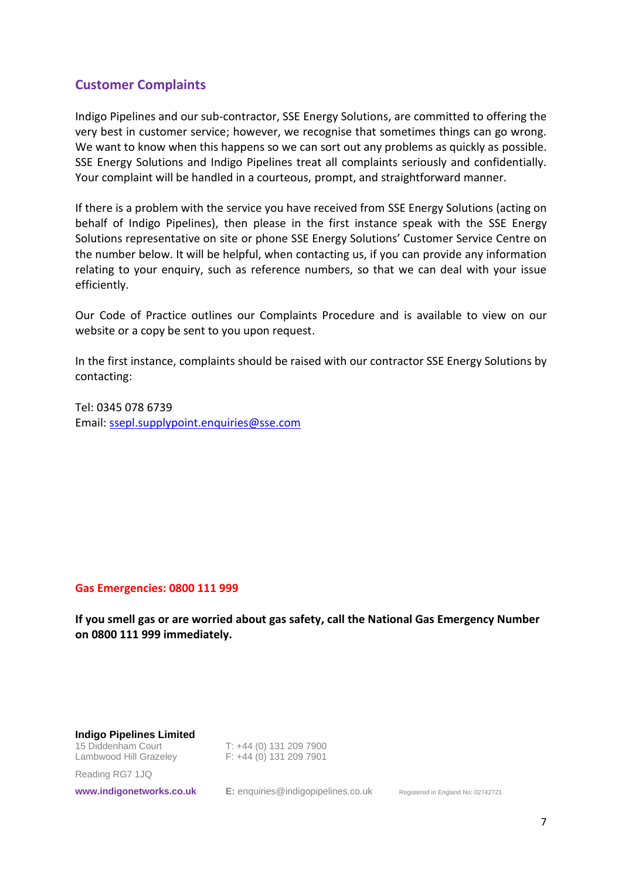## Customer Complaints

Indigo Pipelines and our sub-contractor, SSE Energy Solutions, are committed to offering the very best in customer service; however, we recognise that sometimes things can go wrong. We want to know when this happens so we can sort out any problems as quickly as possible. SSE Energy Solutions and Indigo Pipelines treat all complaints seriously and confidentially. Your complaint will be handled in a courteous, prompt, and straightforward manner.

If there is a problem with the service you have received from SSE Energy Solutions (acting on behalf of Indigo Pipelines), then please in the first instance speak with the SSE Energy Solutions representative on site or phone SSE Energy Solutions' Customer Service Centre on the number below. It will be helpful, when contacting us, if you can provide any information relating to your enquiry, such as reference numbers, so that we can deal with your issue efficiently.

Our Code of Practice outlines our Complaints Procedure and is available to view on our website or a copy be sent to you upon request.

In the first instance, complaints should be raised with our contractor SSE Energy Solutions by contacting:

Tel: 0345 078 6739
Email: [ssepl.supplypoint.enquiries@sse.com](mailto:ssepl.supplypoint.enquiries@sse.com)

**Gas Emergencies: 0800 111 999**

**If you smell gas or are worried about gas safety, call the National Gas Emergency Number on 0800 111 999 immediately.**

**Indigo Pipelines Limited**
15 Diddenham Court
Lambwood Hill Grazeley
Reading RG7 1JQ

T: +44 (0) 131 209 7900
F: +44 (0) 131 209 7901

**www.indigonetworks.co.uk**

**E:** enquiries@indigopipelines.co.uk

Registered in England No: 02742721